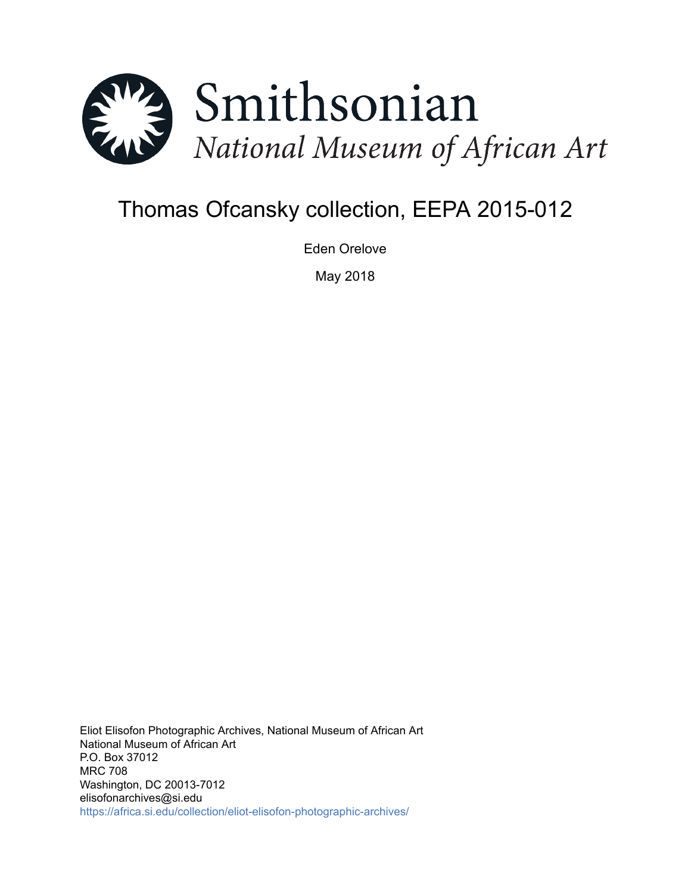# Smithsonian

*National Museum of African Art*

# Thomas Ofcansky collection, EEPA 2015-012

Eden Orelove

May 2018

Eliot Elisofon Photographic Archives, National Museum of African Art
National Museum of African Art
P.O. Box 37012
MRC 708
Washington, DC 20013-7012
elisofonarchives@si.edu
https://africa.si.edu/collection/eliot-elisofon-photographic-archives/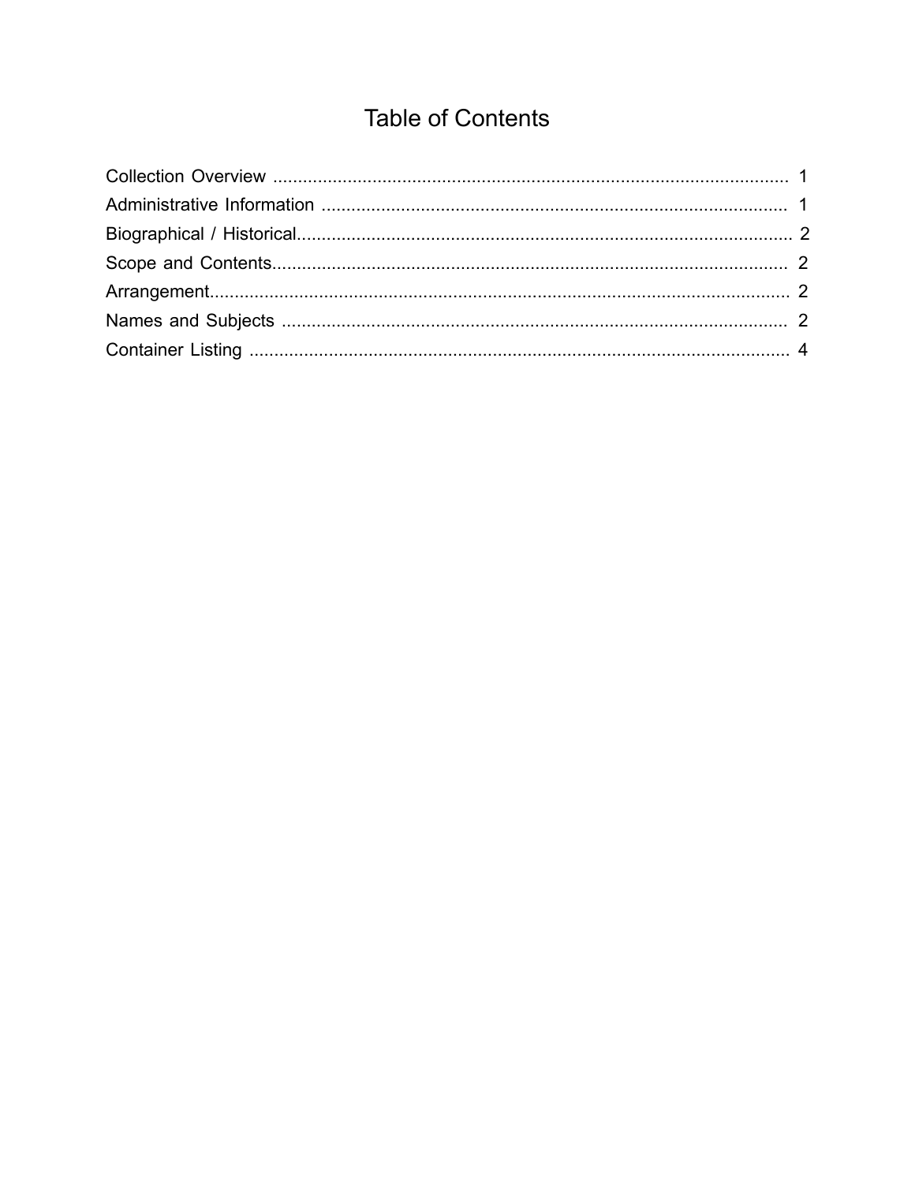# Table of Contents

Collection Overview ........................................................................................................ 1
Administrative Information .............................................................................................. 1
Biographical / Historical.................................................................................................... 2
Scope and Contents.......................................................................................................... 2
Arrangement...................................................................................................................... 2
Names and Subjects ........................................................................................................ 2
Container Listing .............................................................................................................. 4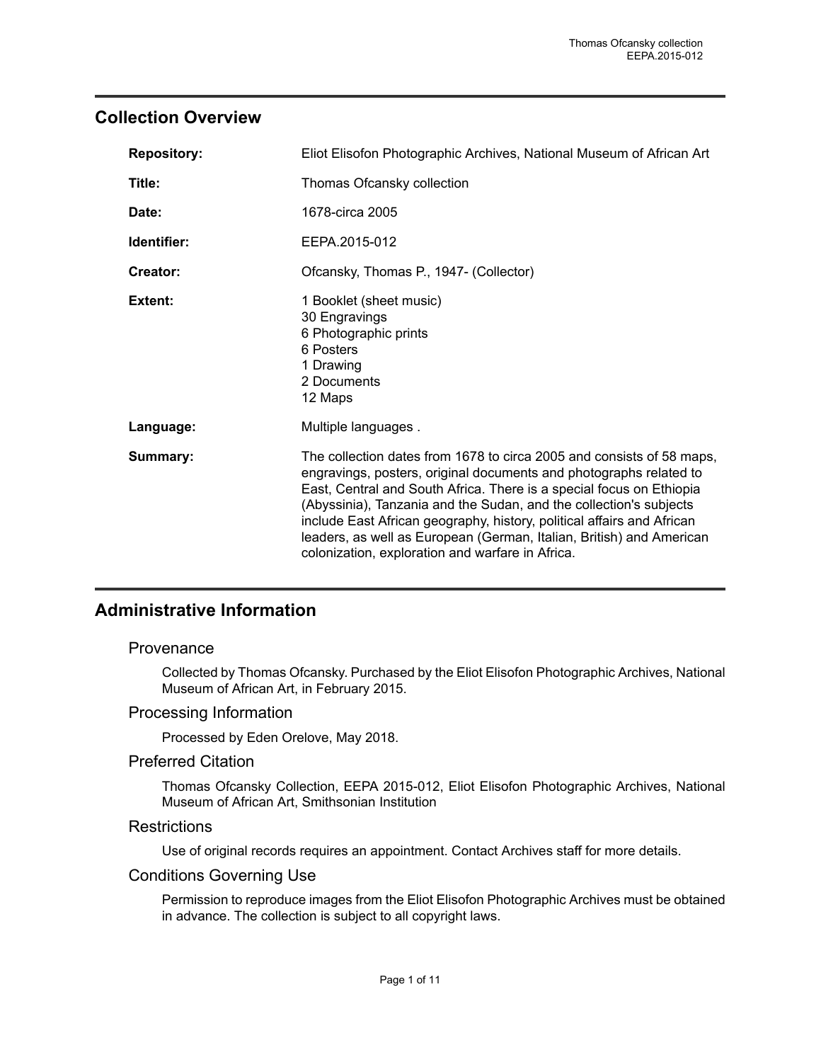## Collection Overview

| | |
|---|---|
| **Repository:** | Eliot Elisofon Photographic Archives, National Museum of African Art |
| **Title:** | Thomas Ofcansky collection |
| **Date:** | 1678-circa 2005 |
| **Identifier:** | EEPA.2015-012 |
| **Creator:** | Ofcansky, Thomas P., 1947- (Collector) |
| **Extent:** | 1 Booklet (sheet music)<br>30 Engravings<br>6 Photographic prints<br>6 Posters<br>1 Drawing<br>2 Documents<br>12 Maps |
| **Language:** | Multiple languages . |
| **Summary:** | The collection dates from 1678 to circa 2005 and consists of 58 maps, engravings, posters, original documents and photographs related to East, Central and South Africa. There is a special focus on Ethiopia (Abyssinia), Tanzania and the Sudan, and the collection's subjects include East African geography, history, political affairs and African leaders, as well as European (German, Italian, British) and American colonization, exploration and warfare in Africa. |

## Administrative Information

### Provenance

Collected by Thomas Ofcansky. Purchased by the Eliot Elisofon Photographic Archives, National Museum of African Art, in February 2015.

### Processing Information

Processed by Eden Orelove, May 2018.

### Preferred Citation

Thomas Ofcansky Collection, EEPA 2015-012, Eliot Elisofon Photographic Archives, National Museum of African Art, Smithsonian Institution

### Restrictions

Use of original records requires an appointment. Contact Archives staff for more details.

### Conditions Governing Use

Permission to reproduce images from the Eliot Elisofon Photographic Archives must be obtained in advance. The collection is subject to all copyright laws.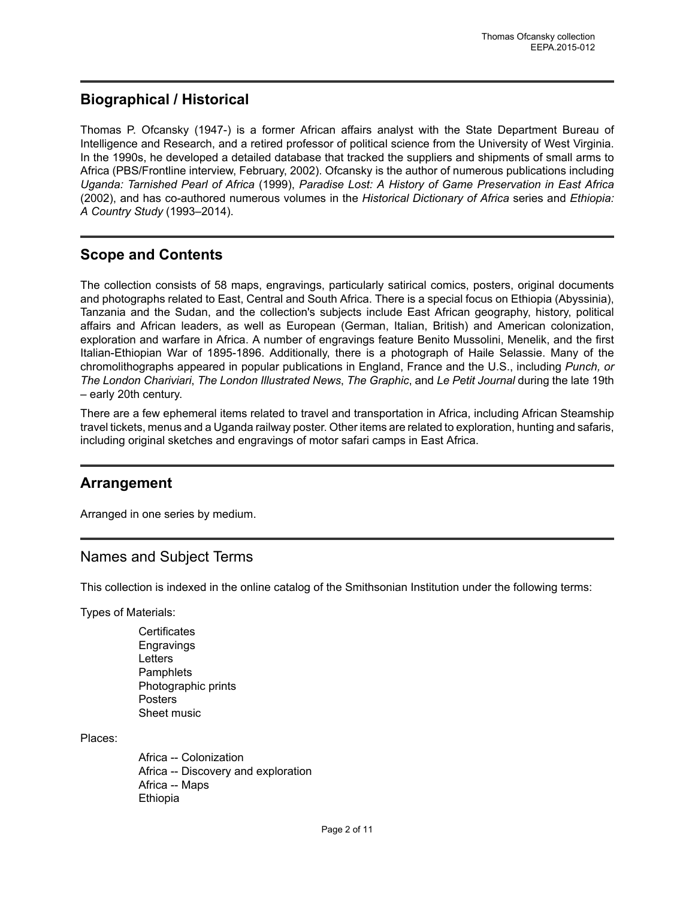## Biographical / Historical

Thomas P. Ofcansky (1947-) is a former African affairs analyst with the State Department Bureau of Intelligence and Research, and a retired professor of political science from the University of West Virginia. In the 1990s, he developed a detailed database that tracked the suppliers and shipments of small arms to Africa (PBS/Frontline interview, February, 2002). Ofcansky is the author of numerous publications including *Uganda: Tarnished Pearl of Africa* (1999), *Paradise Lost: A History of Game Preservation in East Africa* (2002), and has co-authored numerous volumes in the *Historical Dictionary of Africa* series and *Ethiopia: A Country Study* (1993–2014).

## Scope and Contents

The collection consists of 58 maps, engravings, particularly satirical comics, posters, original documents and photographs related to East, Central and South Africa. There is a special focus on Ethiopia (Abyssinia), Tanzania and the Sudan, and the collection's subjects include East African geography, history, political affairs and African leaders, as well as European (German, Italian, British) and American colonization, exploration and warfare in Africa. A number of engravings feature Benito Mussolini, Menelik, and the first Italian-Ethiopian War of 1895-1896. Additionally, there is a photograph of Haile Selassie. Many of the chromolithographs appeared in popular publications in England, France and the U.S., including *Punch, or The London Chariviari*, *The London Illustrated News*, *The Graphic*, and *Le Petit Journal* during the late 19th – early 20th century.

There are a few ephemeral items related to travel and transportation in Africa, including African Steamship travel tickets, menus and a Uganda railway poster. Other items are related to exploration, hunting and safaris, including original sketches and engravings of motor safari camps in East Africa.

## Arrangement

Arranged in one series by medium.

## Names and Subject Terms

This collection is indexed in the online catalog of the Smithsonian Institution under the following terms:

Types of Materials:

- Certificates
- Engravings
- Letters
- Pamphlets
- Photographic prints
- Posters
- Sheet music

Places:

- Africa -- Colonization
- Africa -- Discovery and exploration
- Africa -- Maps
- Ethiopia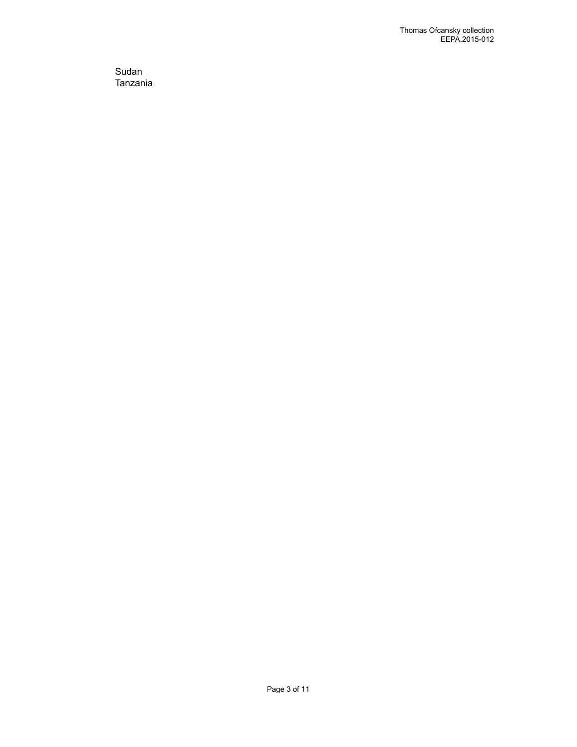Sudan
Tanzania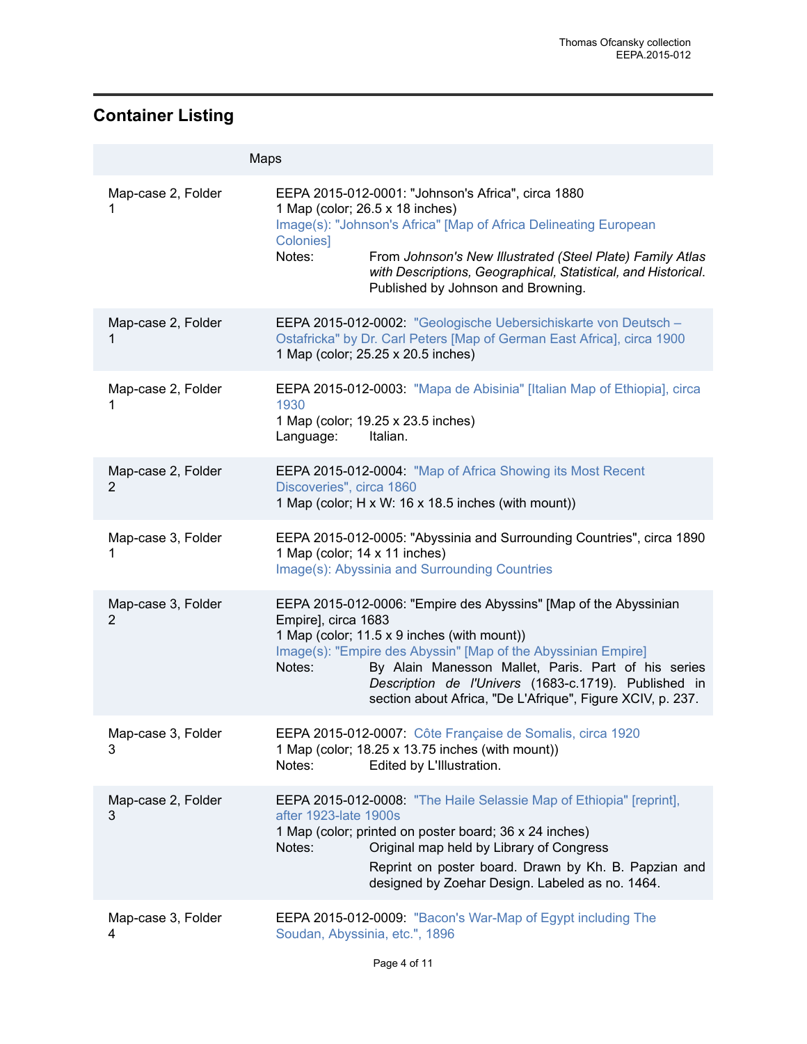## Container Listing

| | Maps |
|---|---|
| Map-case 2, Folder 1 | EEPA 2015-012-0001: "Johnson's Africa", circa 1880<br>1 Map (color; 26.5 x 18 inches)<br>Image(s): "Johnson's Africa" [Map of Africa Delineating European Colonies]<br>Notes: From *Johnson's New Illustrated (Steel Plate) Family Atlas with Descriptions, Geographical, Statistical, and Historical*. Published by Johnson and Browning. |
| Map-case 2, Folder 1 | EEPA 2015-012-0002: "Geologische Uebersichiskarte von Deutsch – Ostafricka" by Dr. Carl Peters [Map of German East Africa], circa 1900<br>1 Map (color; 25.25 x 20.5 inches) |
| Map-case 2, Folder 1 | EEPA 2015-012-0003: "Mapa de Abisinia" [Italian Map of Ethiopia], circa 1930<br>1 Map (color; 19.25 x 23.5 inches)<br>Language: Italian. |
| Map-case 2, Folder 2 | EEPA 2015-012-0004: "Map of Africa Showing its Most Recent Discoveries", circa 1860<br>1 Map (color; H x W: 16 x 18.5 inches (with mount)) |
| Map-case 3, Folder 1 | EEPA 2015-012-0005: "Abyssinia and Surrounding Countries", circa 1890<br>1 Map (color; 14 x 11 inches)<br>Image(s): Abyssinia and Surrounding Countries |
| Map-case 3, Folder 2 | EEPA 2015-012-0006: "Empire des Abyssins" [Map of the Abyssinian Empire], circa 1683<br>1 Map (color; 11.5 x 9 inches (with mount))<br>Image(s): "Empire des Abyssin" [Map of the Abyssinian Empire]<br>Notes: By Alain Manesson Mallet, Paris. Part of his series *Description de l'Univers* (1683-c.1719). Published in section about Africa, "De L'Afrique", Figure XCIV, p. 237. |
| Map-case 3, Folder 3 | EEPA 2015-012-0007: Côte Française de Somalis, circa 1920<br>1 Map (color; 18.25 x 13.75 inches (with mount))<br>Notes: Edited by L'Illustration. |
| Map-case 2, Folder 3 | EEPA 2015-012-0008: "The Haile Selassie Map of Ethiopia" [reprint], after 1923-late 1900s<br>1 Map (color; printed on poster board; 36 x 24 inches)<br>Notes: Original map held by Library of Congress<br>Reprint on poster board. Drawn by Kh. B. Papzian and designed by Zoehar Design. Labeled as no. 1464. |
| Map-case 3, Folder 4 | EEPA 2015-012-0009: "Bacon's War-Map of Egypt including The Soudan, Abyssinia, etc.", 1896 |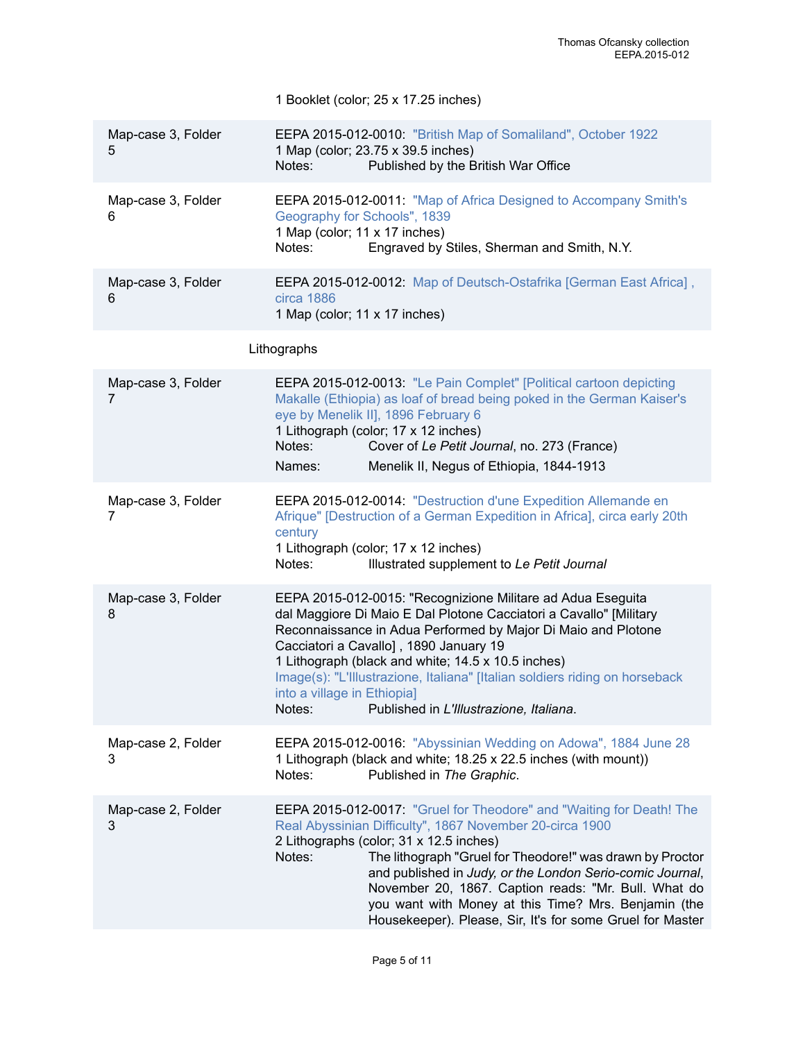1 Booklet (color; 25 x 17.25 inches)

| Location | Description |
| --- | --- |
| Map-case 3, Folder 5 | EEPA 2015-012-0010: "British Map of Somaliland", October 1922<br>1 Map (color; 23.75 x 39.5 inches)<br>Notes: Published by the British War Office |
| Map-case 3, Folder 6 | EEPA 2015-012-0011: "Map of Africa Designed to Accompany Smith's Geography for Schools", 1839<br>1 Map (color; 11 x 17 inches)<br>Notes: Engraved by Stiles, Sherman and Smith, N.Y. |
| Map-case 3, Folder 6 | EEPA 2015-012-0012: Map of Deutsch-Ostafrika [German East Africa] , circa 1886<br>1 Map (color; 11 x 17 inches) |

Lithographs

| Location | Description |
| --- | --- |
| Map-case 3, Folder 7 | EEPA 2015-012-0013: "Le Pain Complet" [Political cartoon depicting Makalle (Ethiopia) as loaf of bread being poked in the German Kaiser's eye by Menelik II], 1896 February 6<br>1 Lithograph (color; 17 x 12 inches)<br>Notes: Cover of *Le Petit Journal*, no. 273 (France)<br>Names: Menelik II, Negus of Ethiopia, 1844-1913 |
| Map-case 3, Folder 7 | EEPA 2015-012-0014: "Destruction d'une Expedition Allemande en Afrique" [Destruction of a German Expedition in Africa], circa early 20th century<br>1 Lithograph (color; 17 x 12 inches)<br>Notes: Illustrated supplement to *Le Petit Journal* |
| Map-case 3, Folder 8 | EEPA 2015-012-0015: "Recognizione Militare ad Adua Eseguita dal Maggiore Di Maio E Dal Plotone Cacciatori a Cavallo" [Military Reconnaissance in Adua Performed by Major Di Maio and Plotone Cacciatori a Cavallo] , 1890 January 19<br>1 Lithograph (black and white; 14.5 x 10.5 inches)<br>Image(s): "L'Illustrazione, Italiana" [Italian soldiers riding on horseback into a village in Ethiopia]<br>Notes: Published in *L'Illustrazione, Italiana*. |
| Map-case 2, Folder 3 | EEPA 2015-012-0016: "Abyssinian Wedding on Adowa", 1884 June 28<br>1 Lithograph (black and white; 18.25 x 22.5 inches (with mount))<br>Notes: Published in *The Graphic*. |
| Map-case 2, Folder 3 | EEPA 2015-012-0017: "Gruel for Theodore" and "Waiting for Death! The Real Abyssinian Difficulty", 1867 November 20-circa 1900<br>2 Lithographs (color; 31 x 12.5 inches)<br>Notes: The lithograph "Gruel for Theodore!" was drawn by Proctor and published in *Judy, or the London Serio-comic Journal*, November 20, 1867. Caption reads: "Mr. Bull. What do you want with Money at this Time? Mrs. Benjamin (the Housekeeper). Please, Sir, It's for some Gruel for Master |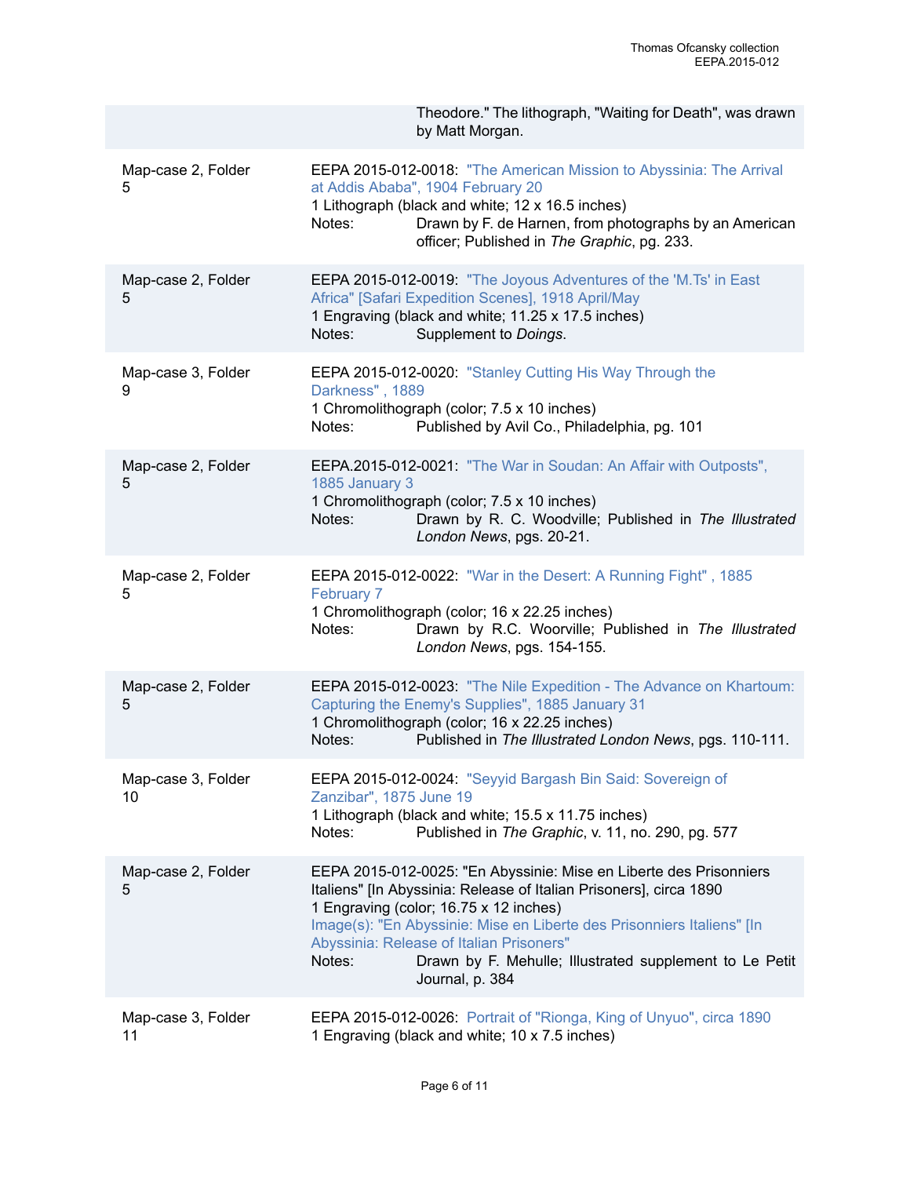Theodore." The lithograph, "Waiting for Death", was drawn by Matt Morgan.

| | |
|---|---|
| Map-case 2, Folder 5 | EEPA 2015-012-0018: "The American Mission to Abyssinia: The Arrival at Addis Ababa", 1904 February 20<br>1 Lithograph (black and white; 12 x 16.5 inches)<br>Notes: Drawn by F. de Harnen, from photographs by an American officer; Published in *The Graphic*, pg. 233. |
| Map-case 2, Folder 5 | EEPA 2015-012-0019: "The Joyous Adventures of the 'M.Ts' in East Africa" [Safari Expedition Scenes], 1918 April/May<br>1 Engraving (black and white; 11.25 x 17.5 inches)<br>Notes: Supplement to *Doings*. |
| Map-case 3, Folder 9 | EEPA 2015-012-0020: "Stanley Cutting His Way Through the Darkness" , 1889<br>1 Chromolithograph (color; 7.5 x 10 inches)<br>Notes: Published by Avil Co., Philadelphia, pg. 101 |
| Map-case 2, Folder 5 | EEPA.2015-012-0021: "The War in Soudan: An Affair with Outposts", 1885 January 3<br>1 Chromolithograph (color; 7.5 x 10 inches)<br>Notes: Drawn by R. C. Woodville; Published in *The Illustrated London News*, pgs. 20-21. |
| Map-case 2, Folder 5 | EEPA 2015-012-0022: "War in the Desert: A Running Fight" , 1885 February 7<br>1 Chromolithograph (color; 16 x 22.25 inches)<br>Notes: Drawn by R.C. Woorville; Published in *The Illustrated London News*, pgs. 154-155. |
| Map-case 2, Folder 5 | EEPA 2015-012-0023: "The Nile Expedition - The Advance on Khartoum: Capturing the Enemy's Supplies", 1885 January 31<br>1 Chromolithograph (color; 16 x 22.25 inches)<br>Notes: Published in *The Illustrated London News*, pgs. 110-111. |
| Map-case 3, Folder 10 | EEPA 2015-012-0024: "Seyyid Bargash Bin Said: Sovereign of Zanzibar", 1875 June 19<br>1 Lithograph (black and white; 15.5 x 11.75 inches)<br>Notes: Published in *The Graphic*, v. 11, no. 290, pg. 577 |
| Map-case 2, Folder 5 | EEPA 2015-012-0025: "En Abyssinie: Mise en Liberte des Prisonniers Italiens" [In Abyssinia: Release of Italian Prisoners], circa 1890<br>1 Engraving (color; 16.75 x 12 inches)<br>Image(s): "En Abyssinie: Mise en Liberte des Prisonniers Italiens" [In Abyssinia: Release of Italian Prisoners"<br>Notes: Drawn by F. Mehulle; Illustrated supplement to Le Petit Journal, p. 384 |
| Map-case 3, Folder 11 | EEPA 2015-012-0026: Portrait of "Rionga, King of Unyuo", circa 1890<br>1 Engraving (black and white; 10 x 7.5 inches) |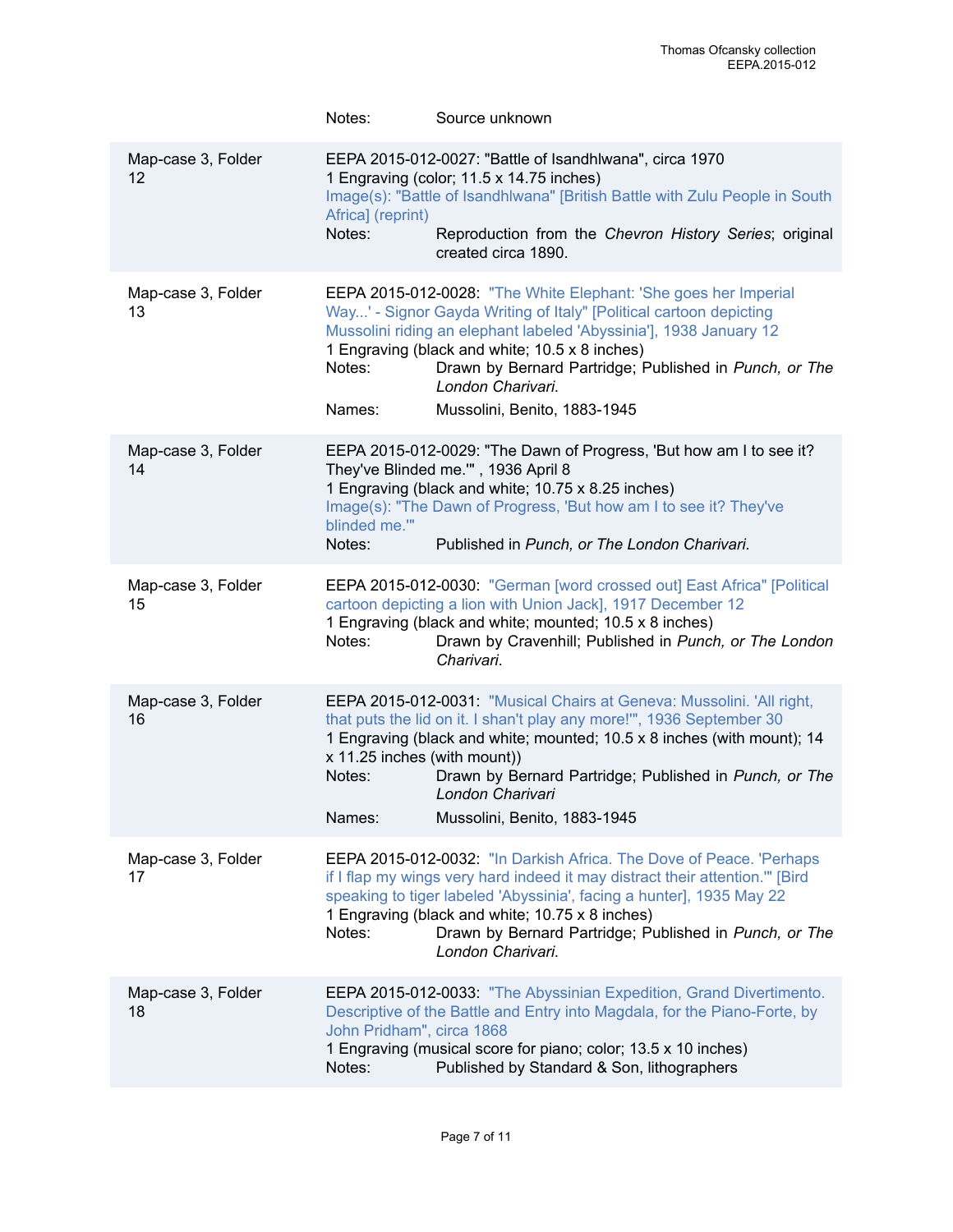Notes: Source unknown

| | |
|---|---|
| Map-case 3, Folder 12 | EEPA 2015-012-0027: "Battle of Isandhlwana", circa 1970<br>1 Engraving (color; 11.5 x 14.75 inches)<br>Image(s): "Battle of Isandhlwana" [British Battle with Zulu People in South Africa] (reprint)<br>Notes: Reproduction from the *Chevron History Series*; original created circa 1890. |
| Map-case 3, Folder 13 | EEPA 2015-012-0028: "The White Elephant: 'She goes her Imperial Way...' - Signor Gayda Writing of Italy" [Political cartoon depicting Mussolini riding an elephant labeled 'Abyssinia'], 1938 January 12<br>1 Engraving (black and white; 10.5 x 8 inches)<br>Notes: Drawn by Bernard Partridge; Published in *Punch, or The London Charivari*.<br>Names: Mussolini, Benito, 1883-1945 |
| Map-case 3, Folder 14 | EEPA 2015-012-0029: "The Dawn of Progress, 'But how am I to see it? They've Blinded me.'" , 1936 April 8<br>1 Engraving (black and white; 10.75 x 8.25 inches)<br>Image(s): "The Dawn of Progress, 'But how am I to see it? They've blinded me.'"<br>Notes: Published in *Punch, or The London Charivari*. |
| Map-case 3, Folder 15 | EEPA 2015-012-0030: "German [word crossed out] East Africa" [Political cartoon depicting a lion with Union Jack], 1917 December 12<br>1 Engraving (black and white; mounted; 10.5 x 8 inches)<br>Notes: Drawn by Cravenhill; Published in *Punch, or The London Charivari*. |
| Map-case 3, Folder 16 | EEPA 2015-012-0031: "Musical Chairs at Geneva: Mussolini. 'All right, that puts the lid on it. I shan't play any more!'", 1936 September 30<br>1 Engraving (black and white; mounted; 10.5 x 8 inches (with mount); 14 x 11.25 inches (with mount))<br>Notes: Drawn by Bernard Partridge; Published in *Punch, or The London Charivari*<br>Names: Mussolini, Benito, 1883-1945 |
| Map-case 3, Folder 17 | EEPA 2015-012-0032: "In Darkish Africa. The Dove of Peace. 'Perhaps if I flap my wings very hard indeed it may distract their attention.'" [Bird speaking to tiger labeled 'Abyssinia', facing a hunter], 1935 May 22<br>1 Engraving (black and white; 10.75 x 8 inches)<br>Notes: Drawn by Bernard Partridge; Published in *Punch, or The London Charivari*. |
| Map-case 3, Folder 18 | EEPA 2015-012-0033: "The Abyssinian Expedition, Grand Divertimento. Descriptive of the Battle and Entry into Magdala, for the Piano-Forte, by John Pridham", circa 1868<br>1 Engraving (musical score for piano; color; 13.5 x 10 inches)<br>Notes: Published by Standard & Son, lithographers |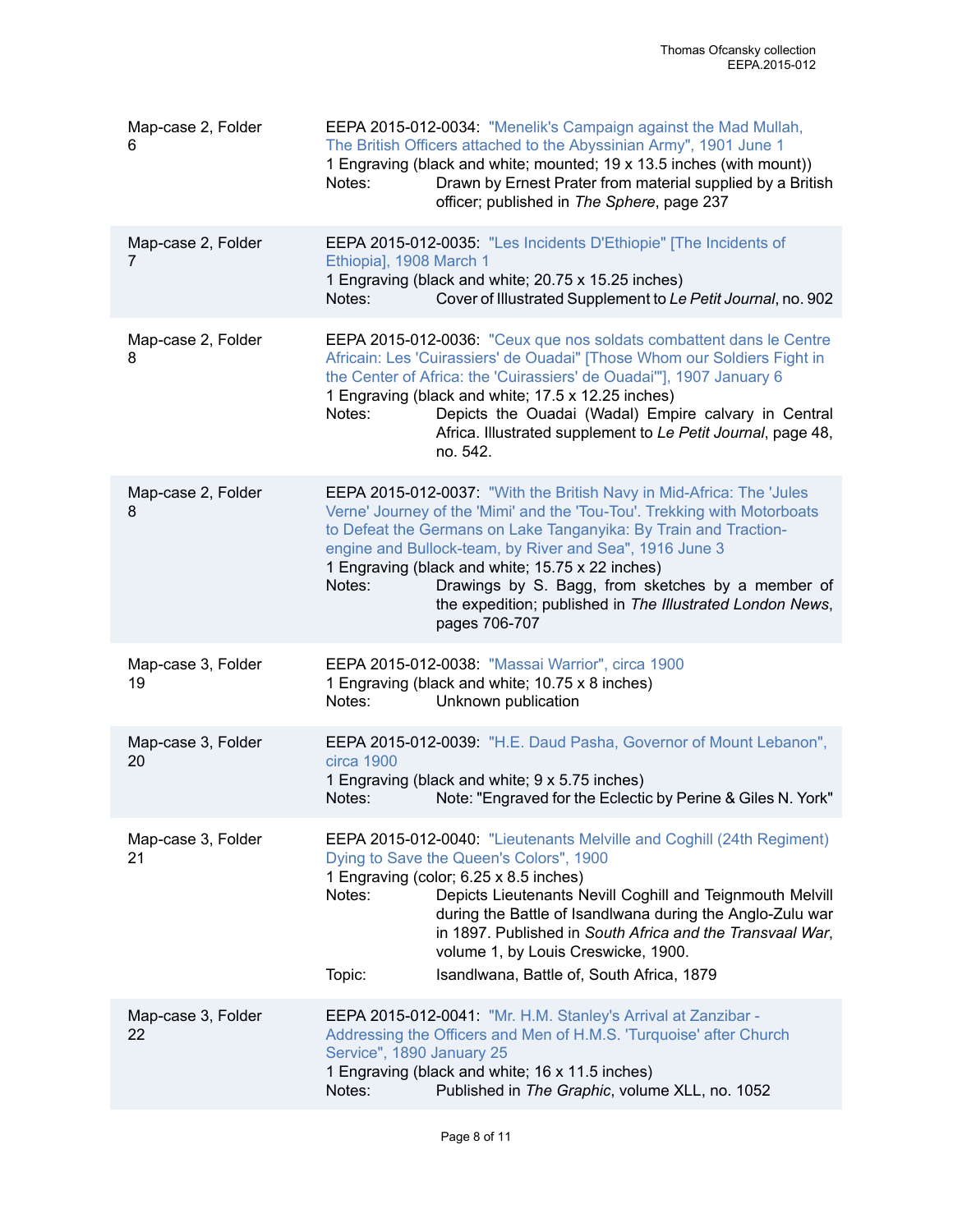| | |
|---|---|
| Map-case 2, Folder 6 | EEPA 2015-012-0034: "Menelik's Campaign against the Mad Mullah, The British Officers attached to the Abyssinian Army", 1901 June 1<br>1 Engraving (black and white; mounted; 19 x 13.5 inches (with mount))<br>Notes: Drawn by Ernest Prater from material supplied by a British officer; published in *The Sphere*, page 237 |
| Map-case 2, Folder 7 | EEPA 2015-012-0035: "Les Incidents D'Ethiopie" [The Incidents of Ethiopia], 1908 March 1<br>1 Engraving (black and white; 20.75 x 15.25 inches)<br>Notes: Cover of Illustrated Supplement to *Le Petit Journal*, no. 902 |
| Map-case 2, Folder 8 | EEPA 2015-012-0036: "Ceux que nos soldats combattent dans le Centre Africain: Les 'Cuirassiers' de Ouadai" [Those Whom our Soldiers Fight in the Center of Africa: the 'Cuirassiers' de Ouadai'"], 1907 January 6<br>1 Engraving (black and white; 17.5 x 12.25 inches)<br>Notes: Depicts the Ouadai (Wadal) Empire calvary in Central Africa. Illustrated supplement to *Le Petit Journal*, page 48, no. 542. |
| Map-case 2, Folder 8 | EEPA 2015-012-0037: "With the British Navy in Mid-Africa: The 'Jules Verne' Journey of the 'Mimi' and the 'Tou-Tou'. Trekking with Motorboats to Defeat the Germans on Lake Tanganyika: By Train and Traction-engine and Bullock-team, by River and Sea", 1916 June 3<br>1 Engraving (black and white; 15.75 x 22 inches)<br>Notes: Drawings by S. Bagg, from sketches by a member of the expedition; published in *The Illustrated London News*, pages 706-707 |
| Map-case 3, Folder 19 | EEPA 2015-012-0038: "Massai Warrior", circa 1900<br>1 Engraving (black and white; 10.75 x 8 inches)<br>Notes: Unknown publication |
| Map-case 3, Folder 20 | EEPA 2015-012-0039: "H.E. Daud Pasha, Governor of Mount Lebanon", circa 1900<br>1 Engraving (black and white; 9 x 5.75 inches)<br>Notes: Note: "Engraved for the Eclectic by Perine & Giles N. York" |
| Map-case 3, Folder 21 | EEPA 2015-012-0040: "Lieutenants Melville and Coghill (24th Regiment) Dying to Save the Queen's Colors", 1900<br>1 Engraving (color; 6.25 x 8.5 inches)<br>Notes: Depicts Lieutenants Nevill Coghill and Teignmouth Melvill during the Battle of Isandlwana during the Anglo-Zulu war in 1897. Published in *South Africa and the Transvaal War*, volume 1, by Louis Creswicke, 1900.<br>Topic: Isandlwana, Battle of, South Africa, 1879 |
| Map-case 3, Folder 22 | EEPA 2015-012-0041: "Mr. H.M. Stanley's Arrival at Zanzibar - Addressing the Officers and Men of H.M.S. 'Turquoise' after Church Service", 1890 January 25<br>1 Engraving (black and white; 16 x 11.5 inches)<br>Notes: Published in *The Graphic*, volume XLL, no. 1052 |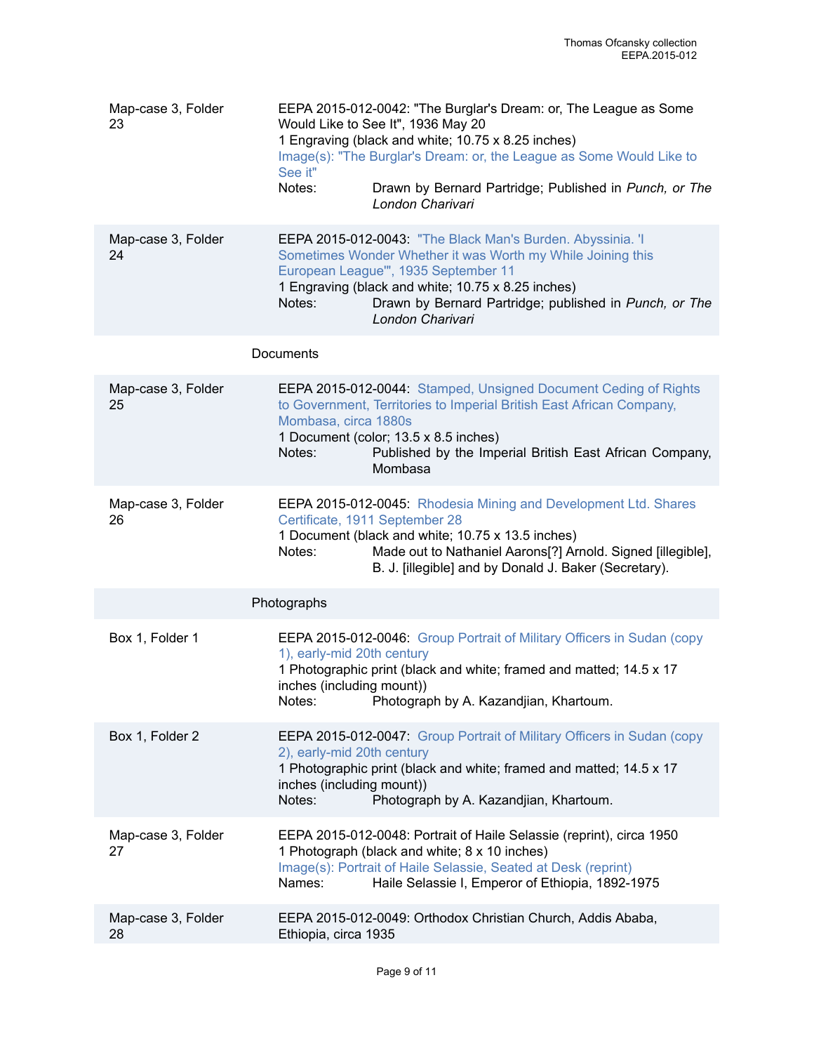| Location | Description |
| --- | --- |
| Map-case 3, Folder 23 | EEPA 2015-012-0042: "The Burglar's Dream: or, The League as Some Would Like to See It", 1936 May 20<br>1 Engraving (black and white; 10.75 x 8.25 inches)<br>Image(s): "The Burglar's Dream: or, the League as Some Would Like to See it"<br>Notes: Drawn by Bernard Partridge; Published in *Punch, or The London Charivari* |
| Map-case 3, Folder 24 | EEPA 2015-012-0043: "The Black Man's Burden. Abyssinia. 'I Sometimes Wonder Whether it was Worth my While Joining this European League'", 1935 September 11<br>1 Engraving (black and white; 10.75 x 8.25 inches)<br>Notes: Drawn by Bernard Partridge; published in *Punch, or The London Charivari* |

Documents

| Location | Description |
| --- | --- |
| Map-case 3, Folder 25 | EEPA 2015-012-0044: Stamped, Unsigned Document Ceding of Rights to Government, Territories to Imperial British East African Company, Mombasa, circa 1880s<br>1 Document (color; 13.5 x 8.5 inches)<br>Notes: Published by the Imperial British East African Company, Mombasa |
| Map-case 3, Folder 26 | EEPA 2015-012-0045: Rhodesia Mining and Development Ltd. Shares Certificate, 1911 September 28<br>1 Document (black and white; 10.75 x 13.5 inches)<br>Notes: Made out to Nathaniel Aarons[?] Arnold. Signed [illegible], B. J. [illegible] and by Donald J. Baker (Secretary). |

Photographs

| Location | Description |
| --- | --- |
| Box 1, Folder 1 | EEPA 2015-012-0046: Group Portrait of Military Officers in Sudan (copy 1), early-mid 20th century<br>1 Photographic print (black and white; framed and matted; 14.5 x 17 inches (including mount))<br>Notes: Photograph by A. Kazandjian, Khartoum. |
| Box 1, Folder 2 | EEPA 2015-012-0047: Group Portrait of Military Officers in Sudan (copy 2), early-mid 20th century<br>1 Photographic print (black and white; framed and matted; 14.5 x 17 inches (including mount))<br>Notes: Photograph by A. Kazandjian, Khartoum. |
| Map-case 3, Folder 27 | EEPA 2015-012-0048: Portrait of Haile Selassie (reprint), circa 1950<br>1 Photograph (black and white; 8 x 10 inches)<br>Image(s): Portrait of Haile Selassie, Seated at Desk (reprint)<br>Names: Haile Selassie I, Emperor of Ethiopia, 1892-1975 |
| Map-case 3, Folder 28 | EEPA 2015-012-0049: Orthodox Christian Church, Addis Ababa, Ethiopia, circa 1935 |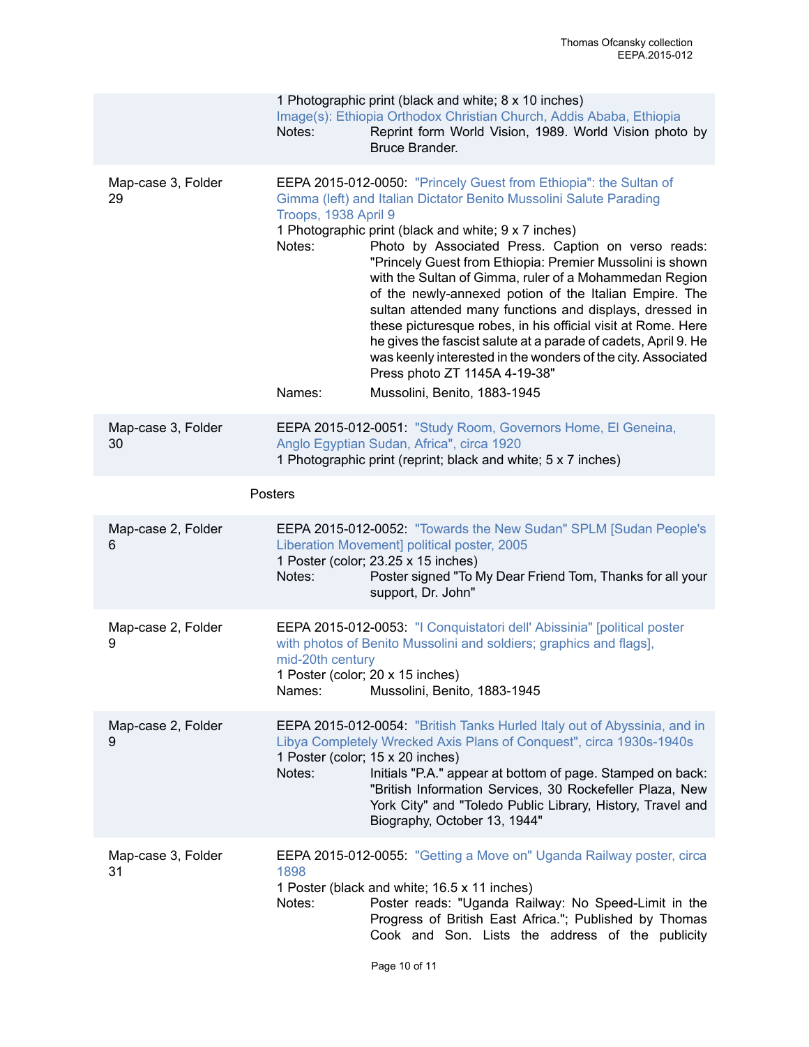1 Photographic print (black and white; 8 x 10 inches)
Image(s): Ethiopia Orthodox Christian Church, Addis Ababa, Ethiopia
Notes: Reprint form World Vision, 1989. World Vision photo by Bruce Brander.

Map-case 3, Folder 29

EEPA 2015-012-0050: "Princely Guest from Ethiopia": the Sultan of Gimma (left) and Italian Dictator Benito Mussolini Salute Parading Troops, 1938 April 9
1 Photographic print (black and white; 9 x 7 inches)
Notes: Photo by Associated Press. Caption on verso reads: "Princely Guest from Ethiopia: Premier Mussolini is shown with the Sultan of Gimma, ruler of a Mohammedan Region of the newly-annexed potion of the Italian Empire. The sultan attended many functions and displays, dressed in these picturesque robes, in his official visit at Rome. Here he gives the fascist salute at a parade of cadets, April 9. He was keenly interested in the wonders of the city. Associated Press photo ZT 1145A 4-19-38"
Names: Mussolini, Benito, 1883-1945

Map-case 3, Folder 30

EEPA 2015-012-0051: "Study Room, Governors Home, El Geneina, Anglo Egyptian Sudan, Africa", circa 1920
1 Photographic print (reprint; black and white; 5 x 7 inches)

Posters

Map-case 2, Folder 6

EEPA 2015-012-0052: "Towards the New Sudan" SPLM [Sudan People's Liberation Movement] political poster, 2005
1 Poster (color; 23.25 x 15 inches)
Notes: Poster signed "To My Dear Friend Tom, Thanks for all your support, Dr. John"

Map-case 2, Folder 9

EEPA 2015-012-0053: "I Conquistatori dell' Abissinia" [political poster with photos of Benito Mussolini and soldiers; graphics and flags], mid-20th century
1 Poster (color; 20 x 15 inches)
Names: Mussolini, Benito, 1883-1945

Map-case 2, Folder 9

EEPA 2015-012-0054: "British Tanks Hurled Italy out of Abyssinia, and in Libya Completely Wrecked Axis Plans of Conquest", circa 1930s-1940s
1 Poster (color; 15 x 20 inches)
Notes: Initials "P.A." appear at bottom of page. Stamped on back: "British Information Services, 30 Rockefeller Plaza, New York City" and "Toledo Public Library, History, Travel and Biography, October 13, 1944"

Map-case 3, Folder 31

EEPA 2015-012-0055: "Getting a Move on" Uganda Railway poster, circa 1898
1 Poster (black and white; 16.5 x 11 inches)
Notes: Poster reads: "Uganda Railway: No Speed-Limit in the Progress of British East Africa."; Published by Thomas Cook and Son. Lists the address of the publicity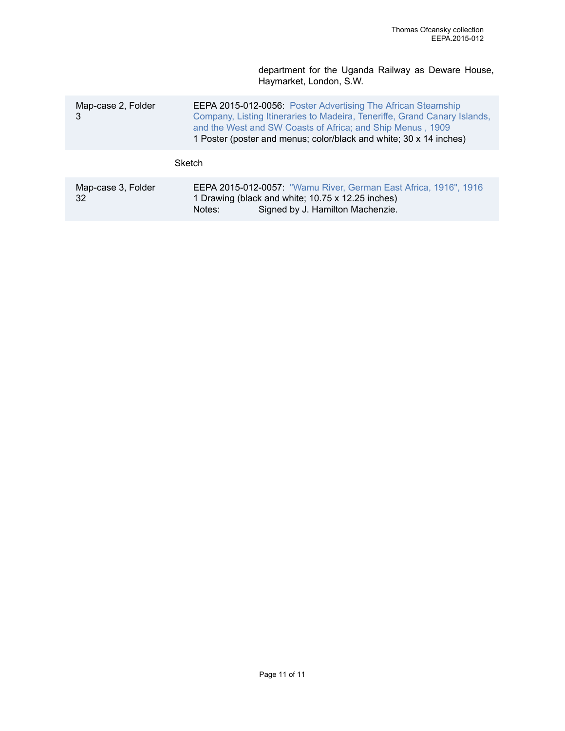department for the Uganda Railway as Deware House, Haymarket, London, S.W.

| | |
|---|---|
| Map-case 2, Folder 3 | EEPA 2015-012-0056: Poster Advertising The African Steamship Company, Listing Itineraries to Madeira, Teneriffe, Grand Canary Islands, and the West and SW Coasts of Africa; and Ship Menus , 1909<br>1 Poster (poster and menus; color/black and white; 30 x 14 inches) |

Sketch

| | |
|---|---|
| Map-case 3, Folder 32 | EEPA 2015-012-0057: "Wamu River, German East Africa, 1916", 1916<br>1 Drawing (black and white; 10.75 x 12.25 inches)<br>Notes: Signed by J. Hamilton Machenzie. |